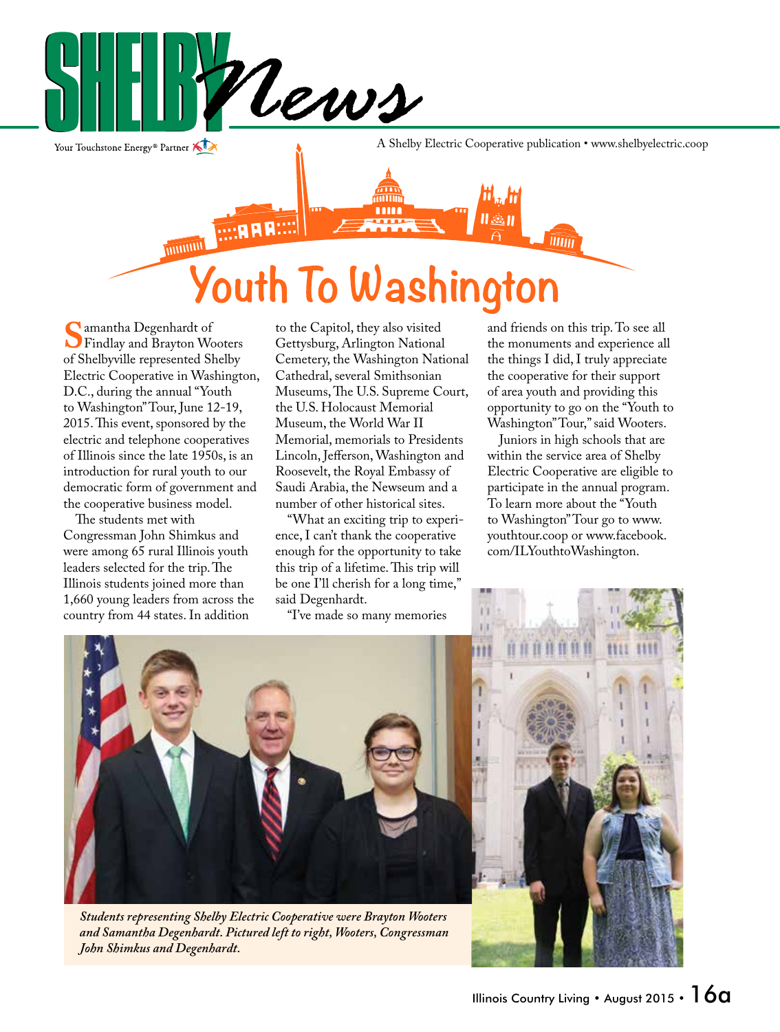# Shelby News

Your Touchstone Energy® Partner

A Shelby Electric Cooperative publication • www.shelbyelectric.coop

## Youth To Washington

Samantha Degenhardt of Findlay and Brayton Wooters of Shelbyville represented Shelby Electric Cooperative in Washington, D.C., during the annual "Youth to Washington" Tour, June 12-19, 2015. This event, sponsored by the electric and telephone cooperatives of Illinois since the late 1950s, is an introduction for rural youth to our democratic form of government and the cooperative business model.

The students met with Congressman John Shimkus and were among 65 rural Illinois youth leaders selected for the trip. The Illinois students joined more than 1,660 young leaders from across the country from 44 states. In addition to the Capitol, they also visited Gettysburg, Arlington National Cemetery, the Washington National Cathedral, several Smithsonian Museums, The U.S. Supreme Court, the U.S. Holocaust Memorial Museum, the World War II Memorial, memorials to Presidents Lincoln, Jefferson, Washington and Roosevelt, the Royal Embassy of Saudi Arabia, the Newseum and a number of other historical sites.

"What an exciting trip to experience, I can't thank the cooperative enough for the opportunity to take this trip of a lifetime. This trip will be one I'll cherish for a long time," said Degenhardt.

"I've made so many memories and friends on this trip. To see all the monuments and experience all the things I did, I truly appreciate the cooperative for their support of area youth and providing this opportunity to go on the "Youth to Washington" Tour," said Wooters.

Juniors in high schools that are within the service area of Shelby Electric Cooperative are eligible to participate in the annual program. To learn more about the "Youth to Washington" Tour go to www.youthtour.coop or www.facebook.com/ILYouthtoWashington.

*Students representing Shelby Electric Cooperative were Brayton Wooters and Samantha Degenhardt. Pictured left to right, Wooters, Congressman John Shimkus and Degenhardt.*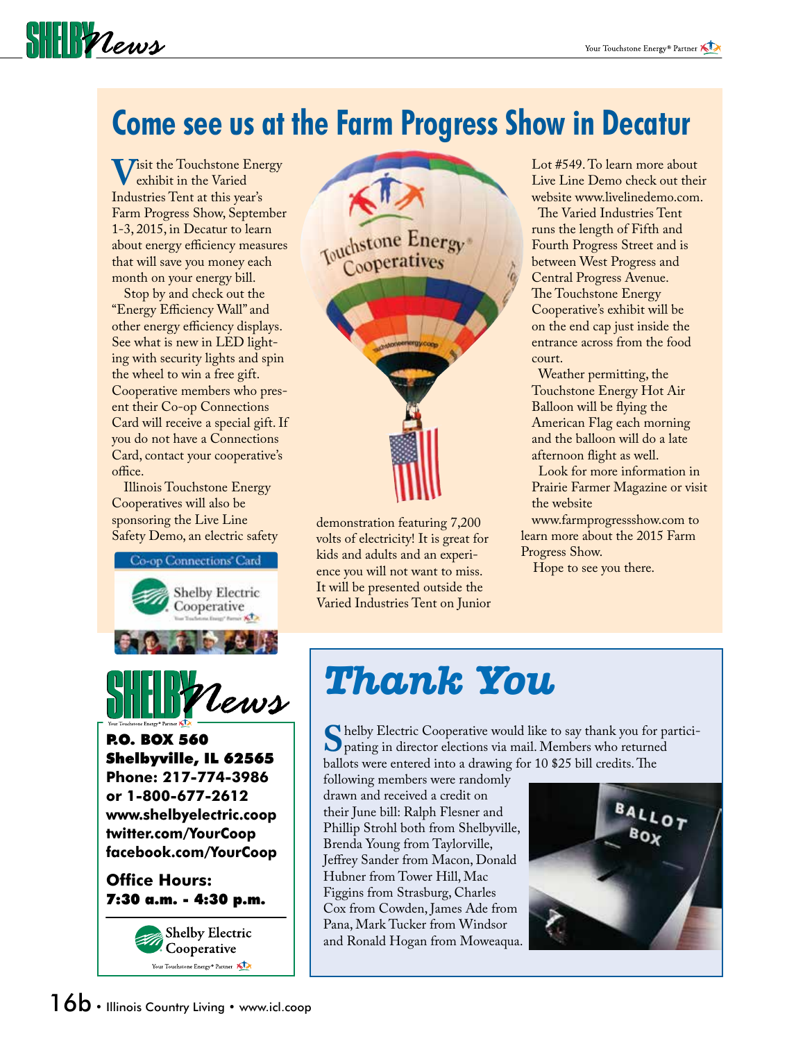## Come see us at the Farm Progress Show in Decatur

Visit the Touchstone Energy exhibit in the Varied Industries Tent at this year's Farm Progress Show, September 1-3, 2015, in Decatur to learn about energy efficiency measures that will save you money each month on your energy bill.

Stop by and check out the "Energy Efficiency Wall" and other energy efficiency displays. See what is new in LED lighting with security lights and spin the wheel to win a free gift. Cooperative members who present their Co-op Connections Card will receive a special gift. If you do not have a Connections Card, contact your cooperative's office.

Illinois Touchstone Energy Cooperatives will also be sponsoring the Live Line Safety Demo, an electric safety demonstration featuring 7,200 volts of electricity! It is great for kids and adults and an experience you will not want to miss. It will be presented outside the Varied Industries Tent on Junior Lot #549. To learn more about Live Line Demo check out their website www.livelinedemo.com.

The Varied Industries Tent runs the length of Fifth and Fourth Progress Street and is between West Progress and Central Progress Avenue. The Touchstone Energy Cooperative's exhibit will be on the end cap just inside the entrance across from the food court.

Weather permitting, the Touchstone Energy Hot Air Balloon will be flying the American Flag each morning and the balloon will do a late afternoon flight as well.

Look for more information in Prairie Farmer Magazine or visit the website www.farmprogressshow.com to learn more about the 2015 Farm Progress Show.

Hope to see you there.

**SHELBY News**

**P.O. BOX 560**
**Shelbyville, IL 62565**
**Phone: 217-774-3986**
**or 1-800-677-2612**
**www.shelbyelectric.coop**
**twitter.com/YourCoop**
**facebook.com/YourCoop**

**Office Hours:**
**7:30 a.m. - 4:30 p.m.**

Shelby Electric Cooperative
Your Touchstone Energy® Partner

## Thank You

Shelby Electric Cooperative would like to say thank you for participating in director elections via mail. Members who returned ballots were entered into a drawing for 10 $25 bill credits. The following members were randomly drawn and received a credit on their June bill: Ralph Flesner and Phillip Strohl both from Shelbyville, Brenda Young from Taylorville, Jeffrey Sander from Macon, Donald Hubner from Tower Hill, Mac Figgins from Strasburg, Charles Cox from Cowden, James Ade from Pana, Mark Tucker from Windsor and Ronald Hogan from Moweaqua.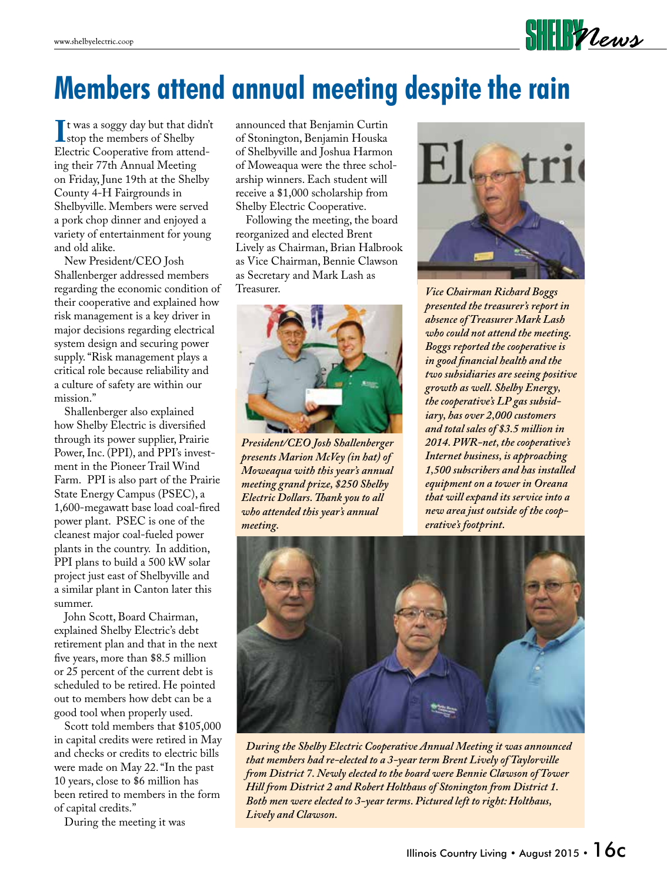# Members attend annual meeting despite the rain

It was a soggy day but that didn't stop the members of Shelby Electric Cooperative from attending their 77th Annual Meeting on Friday, June 19th at the Shelby County 4-H Fairgrounds in Shelbyville. Members were served a pork chop dinner and enjoyed a variety of entertainment for young and old alike.

New President/CEO Josh Shallenberger addressed members regarding the economic condition of their cooperative and explained how risk management is a key driver in major decisions regarding electrical system design and securing power supply. "Risk management plays a critical role because reliability and a culture of safety are within our mission."

Shallenberger also explained how Shelby Electric is diversified through its power supplier, Prairie Power, Inc. (PPI), and PPI's investment in the Pioneer Trail Wind Farm. PPI is also part of the Prairie State Energy Campus (PSEC), a 1,600-megawatt base load coal-fired power plant. PSEC is one of the cleanest major coal-fueled power plants in the country. In addition, PPI plans to build a 500 kW solar project just east of Shelbyville and a similar plant in Canton later this summer.

John Scott, Board Chairman, explained Shelby Electric's debt retirement plan and that in the next five years, more than $8.5 million or 25 percent of the current debt is scheduled to be retired. He pointed out to members how debt can be a good tool when properly used.

Scott told members that $105,000 in capital credits were retired in May and checks or credits to electric bills were made on May 22. "In the past 10 years, close to $6 million has been retired to members in the form of capital credits."

During the meeting it was announced that Benjamin Curtin of Stonington, Benjamin Houska of Shelbyville and Joshua Harmon of Moweaqua were the three scholarship winners. Each student will receive a $1,000 scholarship from Shelby Electric Cooperative.

Following the meeting, the board reorganized and elected Brent Lively as Chairman, Brian Halbrook as Vice Chairman, Bennie Clawson as Secretary and Mark Lash as Treasurer.

*President/CEO Josh Shallenberger presents Marion McVey (in hat) of Moweaqua with this year's annual meeting grand prize, $250 Shelby Electric Dollars. Thank you to all who attended this year's annual meeting.*

*Vice Chairman Richard Boggs presented the treasurer's report in absence of Treasurer Mark Lash who could not attend the meeting. Boggs reported the cooperative is in good financial health and the two subsidiaries are seeing positive growth as well. Shelby Energy, the cooperative's LP gas subsidiary, has over 2,000 customers and total sales of $3.5 million in 2014. PWR-net, the cooperative's Internet business, is approaching 1,500 subscribers and has installed equipment on a tower in Oreana that will expand its service into a new area just outside of the cooperative's footprint.*

*During the Shelby Electric Cooperative Annual Meeting it was announced that members had re-elected to a 3-year term Brent Lively of Taylorville from District 7. Newly elected to the board were Bennie Clawson of Tower Hill from District 2 and Robert Holthaus of Stonington from District 1. Both men were elected to 3-year terms. Pictured left to right: Holthaus, Lively and Clawson.*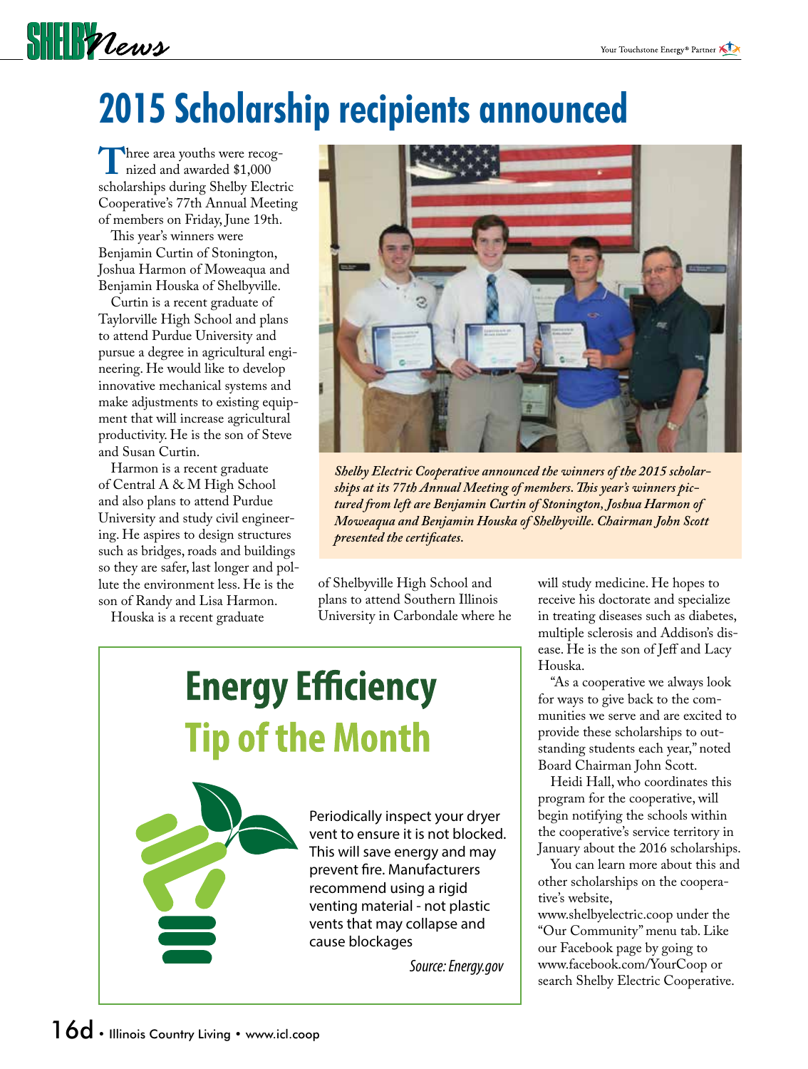# 2015 Scholarship recipients announced

Three area youths were recognized and awarded $1,000 scholarships during Shelby Electric Cooperative's 77th Annual Meeting of members on Friday, June 19th.

This year's winners were Benjamin Curtin of Stonington, Joshua Harmon of Moweaqua and Benjamin Houska of Shelbyville.

Curtin is a recent graduate of Taylorville High School and plans to attend Purdue University and pursue a degree in agricultural engineering. He would like to develop innovative mechanical systems and make adjustments to existing equipment that will increase agricultural productivity. He is the son of Steve and Susan Curtin.

Harmon is a recent graduate of Central A & M High School and also plans to attend Purdue University and study civil engineering. He aspires to design structures such as bridges, roads and buildings so they are safer, last longer and pollute the environment less. He is the son of Randy and Lisa Harmon.

Houska is a recent graduate of Shelbyville High School and plans to attend Southern Illinois University in Carbondale where he will study medicine. He hopes to receive his doctorate and specialize in treating diseases such as diabetes, multiple sclerosis and Addison's disease. He is the son of Jeff and Lacy Houska.

"As a cooperative we always look for ways to give back to the communities we serve and are excited to provide these scholarships to outstanding students each year," noted Board Chairman John Scott.

Heidi Hall, who coordinates this program for the cooperative, will begin notifying the schools within the cooperative's service territory in January about the 2016 scholarships.

You can learn more about this and other scholarships on the cooperative's website, www.shelbyelectric.coop under the "Our Community" menu tab. Like our Facebook page by going to www.facebook.com/YourCoop or search Shelby Electric Cooperative.

*Shelby Electric Cooperative announced the winners of the 2015 scholarships at its 77th Annual Meeting of members. This year's winners pictured from left are Benjamin Curtin of Stonington, Joshua Harmon of Moweaqua and Benjamin Houska of Shelbyville. Chairman John Scott presented the certificates.*

## Energy Efficiency Tip of the Month

Periodically inspect your dryer vent to ensure it is not blocked. This will save energy and may prevent fire. Manufacturers recommend using a rigid venting material - not plastic vents that may collapse and cause blockages

*Source: Energy.gov*